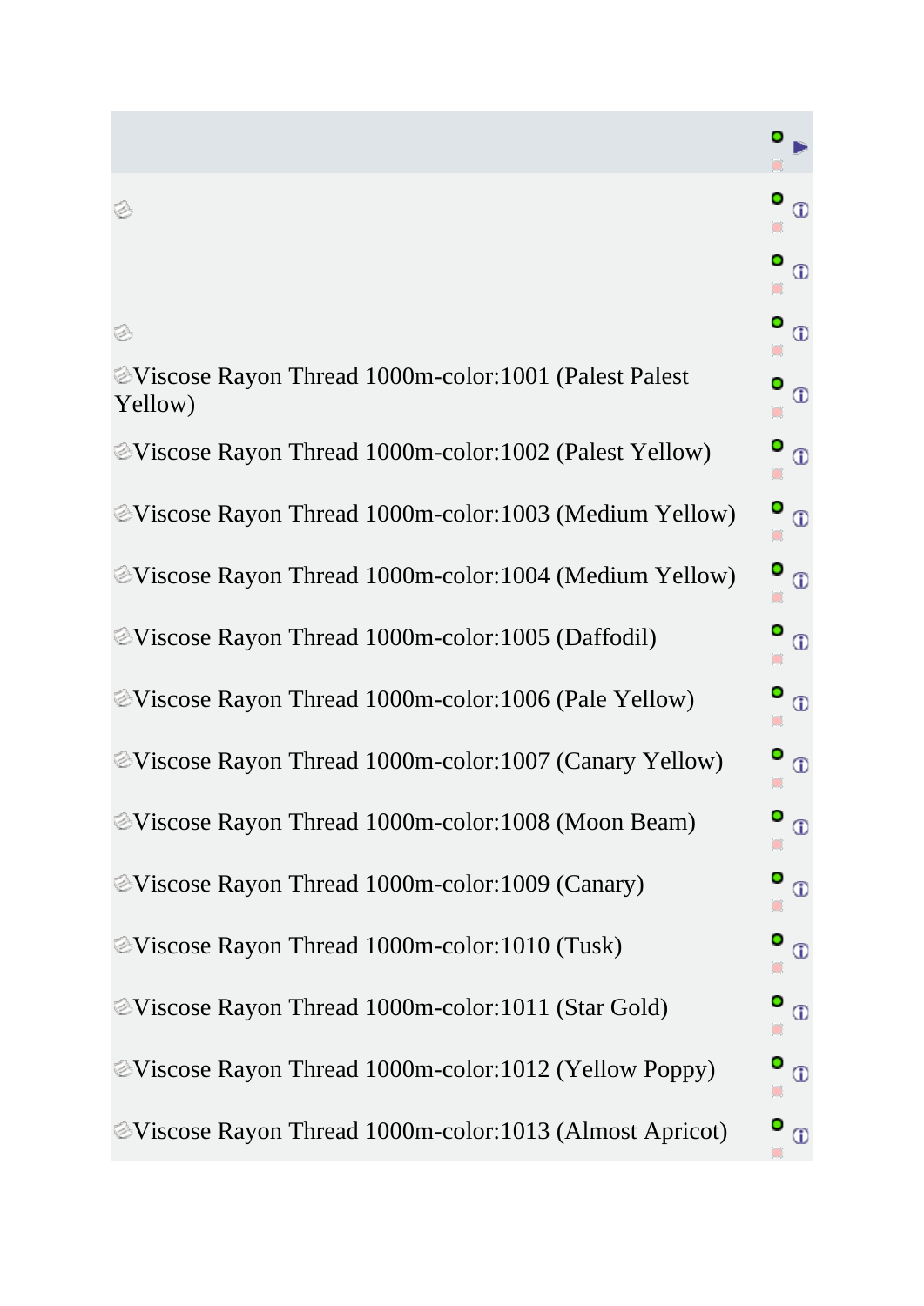Viscose Rayon Thread 1000m-color:1001 (Palest Palest Yellow)

Viscose Rayon Thread 1000m-color:1002 (Palest Yellow)

Viscose Rayon Thread 1000m-color:1003 (Medium Yellow)

Viscose Rayon Thread 1000m-color:1004 (Medium Yellow)

Viscose Rayon Thread 1000m-color:1005 (Daffodil)

Viscose Rayon Thread 1000m-color:1006 (Pale Yellow)

Viscose Rayon Thread 1000m-color:1007 (Canary Yellow)

Viscose Rayon Thread 1000m-color:1008 (Moon Beam)

Viscose Rayon Thread 1000m-color:1009 (Canary)

Viscose Rayon Thread 1000m-color:1010 (Tusk)

Viscose Rayon Thread 1000m-color:1011 (Star Gold)

Viscose Rayon Thread 1000m-color:1012 (Yellow Poppy)

Viscose Rayon Thread 1000m-color:1013 (Almost Apricot)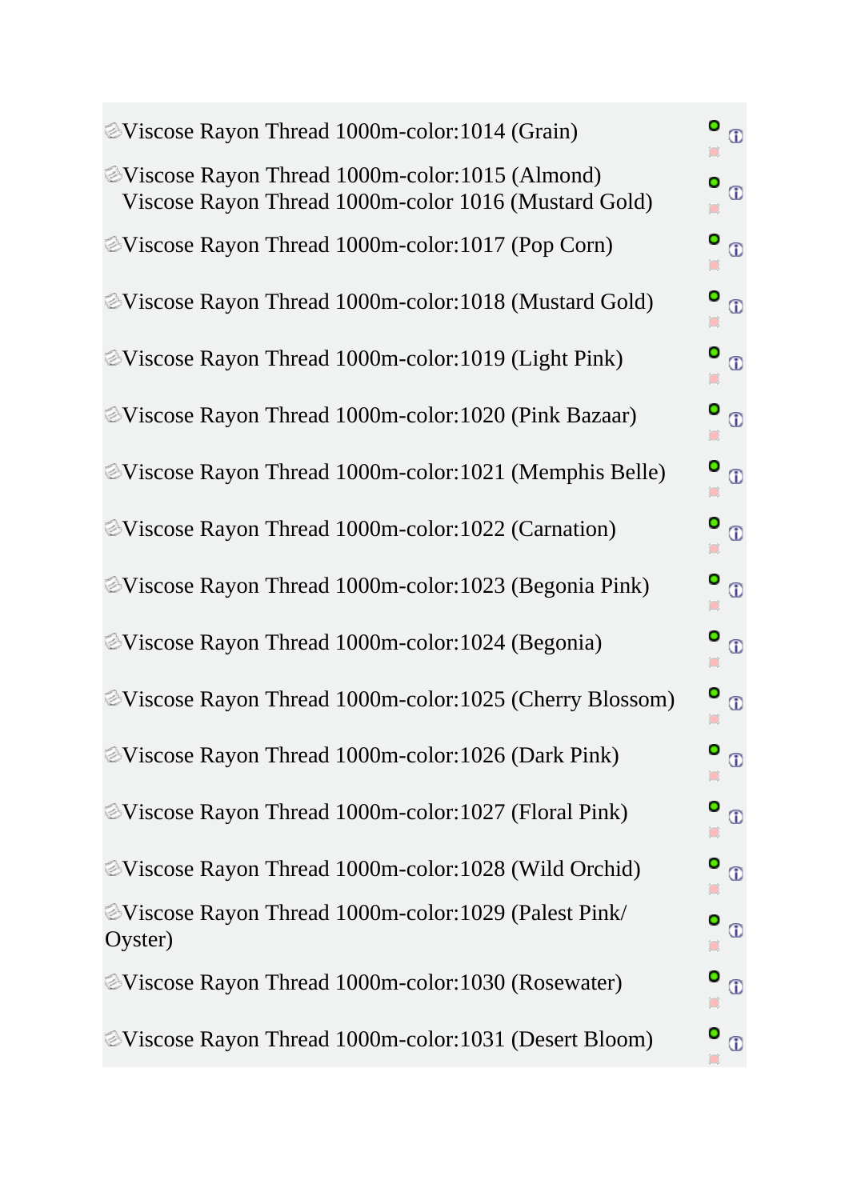Viscose Rayon Thread 1000m-color:1014 (Grain)

Viscose Rayon Thread 1000m-color:1015 (Almond)
Viscose Rayon Thread 1000m-color 1016 (Mustard Gold)

Viscose Rayon Thread 1000m-color:1017 (Pop Corn)

Viscose Rayon Thread 1000m-color:1018 (Mustard Gold)

Viscose Rayon Thread 1000m-color:1019 (Light Pink)

Viscose Rayon Thread 1000m-color:1020 (Pink Bazaar)

Viscose Rayon Thread 1000m-color:1021 (Memphis Belle)

Viscose Rayon Thread 1000m-color:1022 (Carnation)

Viscose Rayon Thread 1000m-color:1023 (Begonia Pink)

Viscose Rayon Thread 1000m-color:1024 (Begonia)

Viscose Rayon Thread 1000m-color:1025 (Cherry Blossom)

Viscose Rayon Thread 1000m-color:1026 (Dark Pink)

Viscose Rayon Thread 1000m-color:1027 (Floral Pink)

Viscose Rayon Thread 1000m-color:1028 (Wild Orchid)

Viscose Rayon Thread 1000m-color:1029 (Palest Pink/ Oyster)

Viscose Rayon Thread 1000m-color:1030 (Rosewater)

Viscose Rayon Thread 1000m-color:1031 (Desert Bloom)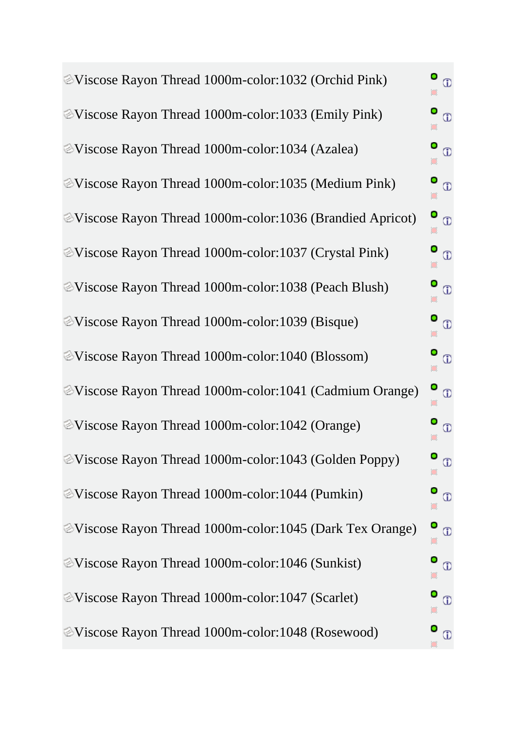Viscose Rayon Thread 1000m-color:1032 (Orchid Pink)

Viscose Rayon Thread 1000m-color:1033 (Emily Pink)

Viscose Rayon Thread 1000m-color:1034 (Azalea)

Viscose Rayon Thread 1000m-color:1035 (Medium Pink)

Viscose Rayon Thread 1000m-color:1036 (Brandied Apricot)

Viscose Rayon Thread 1000m-color:1037 (Crystal Pink)

Viscose Rayon Thread 1000m-color:1038 (Peach Blush)

Viscose Rayon Thread 1000m-color:1039 (Bisque)

Viscose Rayon Thread 1000m-color:1040 (Blossom)

Viscose Rayon Thread 1000m-color:1041 (Cadmium Orange)

Viscose Rayon Thread 1000m-color:1042 (Orange)

Viscose Rayon Thread 1000m-color:1043 (Golden Poppy)

Viscose Rayon Thread 1000m-color:1044 (Pumkin)

Viscose Rayon Thread 1000m-color:1045 (Dark Tex Orange)

Viscose Rayon Thread 1000m-color:1046 (Sunkist)

Viscose Rayon Thread 1000m-color:1047 (Scarlet)

Viscose Rayon Thread 1000m-color:1048 (Rosewood)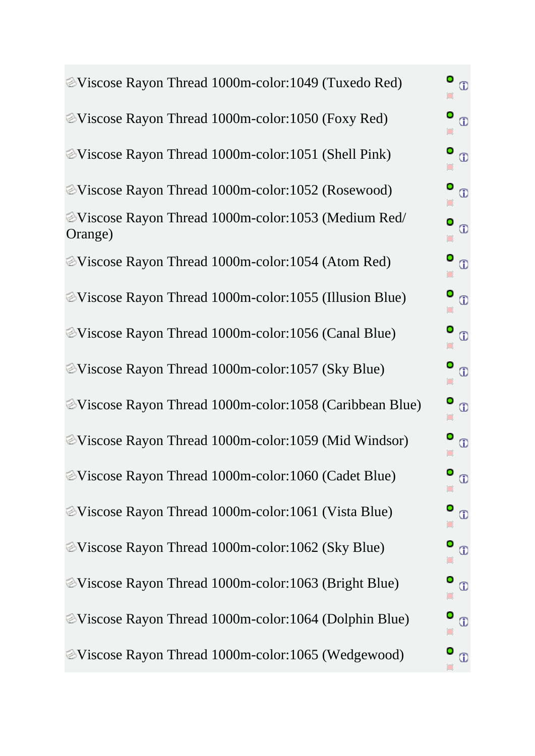Viscose Rayon Thread 1000m-color:1049 (Tuxedo Red)

Viscose Rayon Thread 1000m-color:1050 (Foxy Red)

Viscose Rayon Thread 1000m-color:1051 (Shell Pink)

Viscose Rayon Thread 1000m-color:1052 (Rosewood)

Viscose Rayon Thread 1000m-color:1053 (Medium Red/ Orange)

Viscose Rayon Thread 1000m-color:1054 (Atom Red)

Viscose Rayon Thread 1000m-color:1055 (Illusion Blue)

Viscose Rayon Thread 1000m-color:1056 (Canal Blue)

Viscose Rayon Thread 1000m-color:1057 (Sky Blue)

Viscose Rayon Thread 1000m-color:1058 (Caribbean Blue)

Viscose Rayon Thread 1000m-color:1059 (Mid Windsor)

Viscose Rayon Thread 1000m-color:1060 (Cadet Blue)

Viscose Rayon Thread 1000m-color:1061 (Vista Blue)

Viscose Rayon Thread 1000m-color:1062 (Sky Blue)

Viscose Rayon Thread 1000m-color:1063 (Bright Blue)

Viscose Rayon Thread 1000m-color:1064 (Dolphin Blue)

Viscose Rayon Thread 1000m-color:1065 (Wedgewood)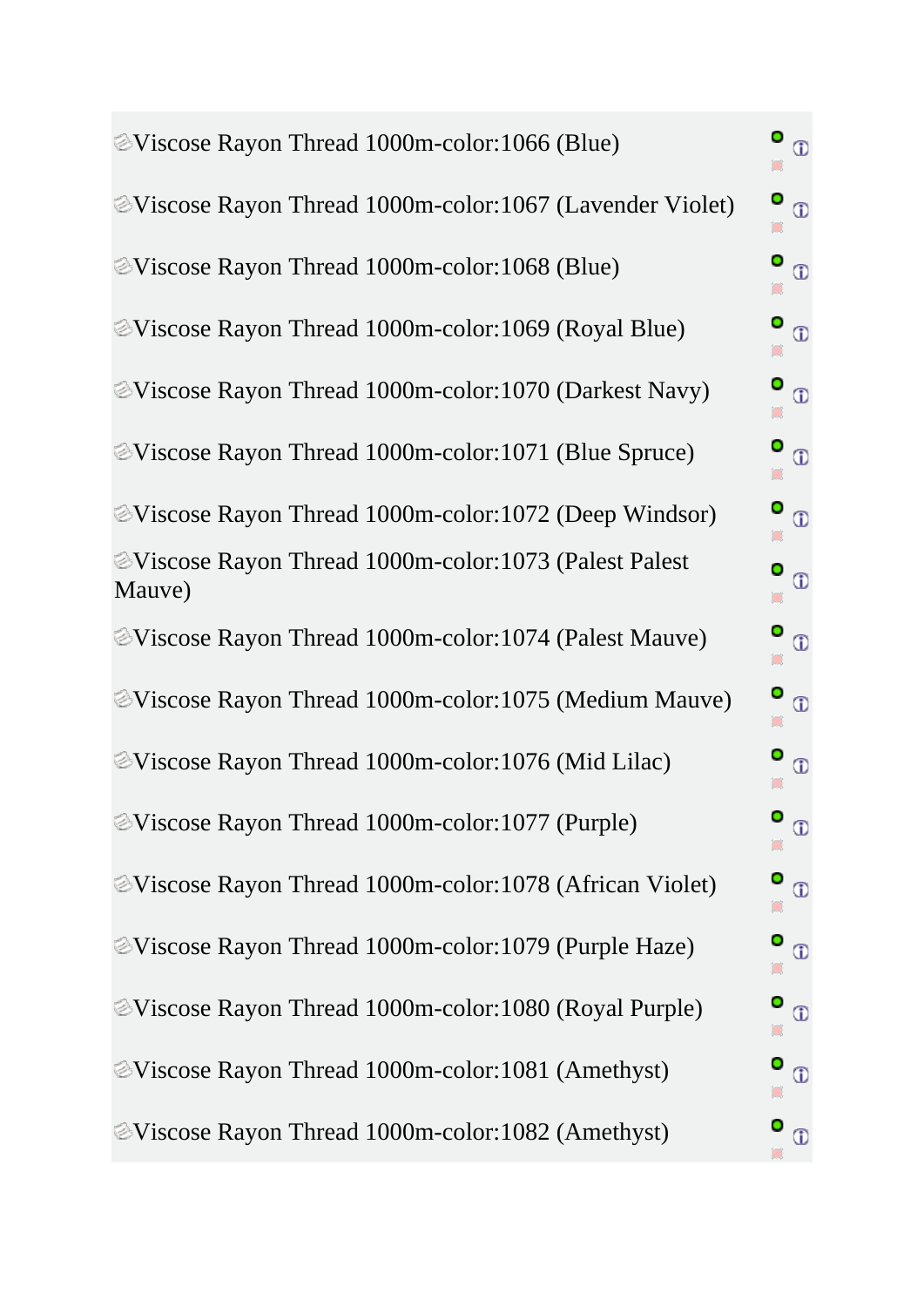Viscose Rayon Thread 1000m-color:1066 (Blue)

Viscose Rayon Thread 1000m-color:1067 (Lavender Violet)

Viscose Rayon Thread 1000m-color:1068 (Blue)

Viscose Rayon Thread 1000m-color:1069 (Royal Blue)

Viscose Rayon Thread 1000m-color:1070 (Darkest Navy)

Viscose Rayon Thread 1000m-color:1071 (Blue Spruce)

Viscose Rayon Thread 1000m-color:1072 (Deep Windsor)

Viscose Rayon Thread 1000m-color:1073 (Palest Palest Mauve)

Viscose Rayon Thread 1000m-color:1074 (Palest Mauve)

Viscose Rayon Thread 1000m-color:1075 (Medium Mauve)

Viscose Rayon Thread 1000m-color:1076 (Mid Lilac)

Viscose Rayon Thread 1000m-color:1077 (Purple)

Viscose Rayon Thread 1000m-color:1078 (African Violet)

Viscose Rayon Thread 1000m-color:1079 (Purple Haze)

Viscose Rayon Thread 1000m-color:1080 (Royal Purple)

Viscose Rayon Thread 1000m-color:1081 (Amethyst)

Viscose Rayon Thread 1000m-color:1082 (Amethyst)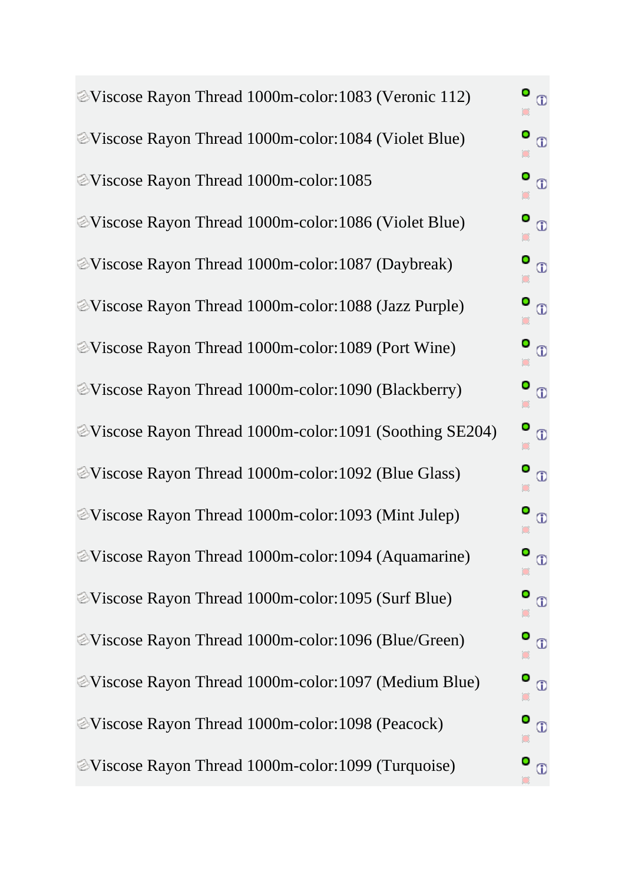Viscose Rayon Thread 1000m-color:1083 (Veronic 112)

Viscose Rayon Thread 1000m-color:1084 (Violet Blue)

Viscose Rayon Thread 1000m-color:1085

Viscose Rayon Thread 1000m-color:1086 (Violet Blue)

Viscose Rayon Thread 1000m-color:1087 (Daybreak)

Viscose Rayon Thread 1000m-color:1088 (Jazz Purple)

Viscose Rayon Thread 1000m-color:1089 (Port Wine)

Viscose Rayon Thread 1000m-color:1090 (Blackberry)

Viscose Rayon Thread 1000m-color:1091 (Soothing SE204)

Viscose Rayon Thread 1000m-color:1092 (Blue Glass)

Viscose Rayon Thread 1000m-color:1093 (Mint Julep)

Viscose Rayon Thread 1000m-color:1094 (Aquamarine)

Viscose Rayon Thread 1000m-color:1095 (Surf Blue)

Viscose Rayon Thread 1000m-color:1096 (Blue/Green)

Viscose Rayon Thread 1000m-color:1097 (Medium Blue)

Viscose Rayon Thread 1000m-color:1098 (Peacock)

Viscose Rayon Thread 1000m-color:1099 (Turquoise)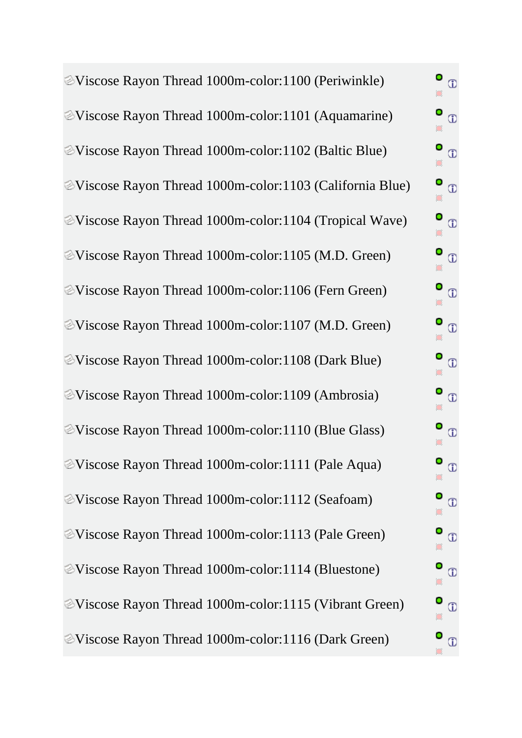Viscose Rayon Thread 1000m-color:1100 (Periwinkle)

Viscose Rayon Thread 1000m-color:1101 (Aquamarine)

Viscose Rayon Thread 1000m-color:1102 (Baltic Blue)

Viscose Rayon Thread 1000m-color:1103 (California Blue)

Viscose Rayon Thread 1000m-color:1104 (Tropical Wave)

Viscose Rayon Thread 1000m-color:1105 (M.D. Green)

Viscose Rayon Thread 1000m-color:1106 (Fern Green)

Viscose Rayon Thread 1000m-color:1107 (M.D. Green)

Viscose Rayon Thread 1000m-color:1108 (Dark Blue)

Viscose Rayon Thread 1000m-color:1109 (Ambrosia)

Viscose Rayon Thread 1000m-color:1110 (Blue Glass)

Viscose Rayon Thread 1000m-color:1111 (Pale Aqua)

Viscose Rayon Thread 1000m-color:1112 (Seafoam)

Viscose Rayon Thread 1000m-color:1113 (Pale Green)

Viscose Rayon Thread 1000m-color:1114 (Bluestone)

Viscose Rayon Thread 1000m-color:1115 (Vibrant Green)

Viscose Rayon Thread 1000m-color:1116 (Dark Green)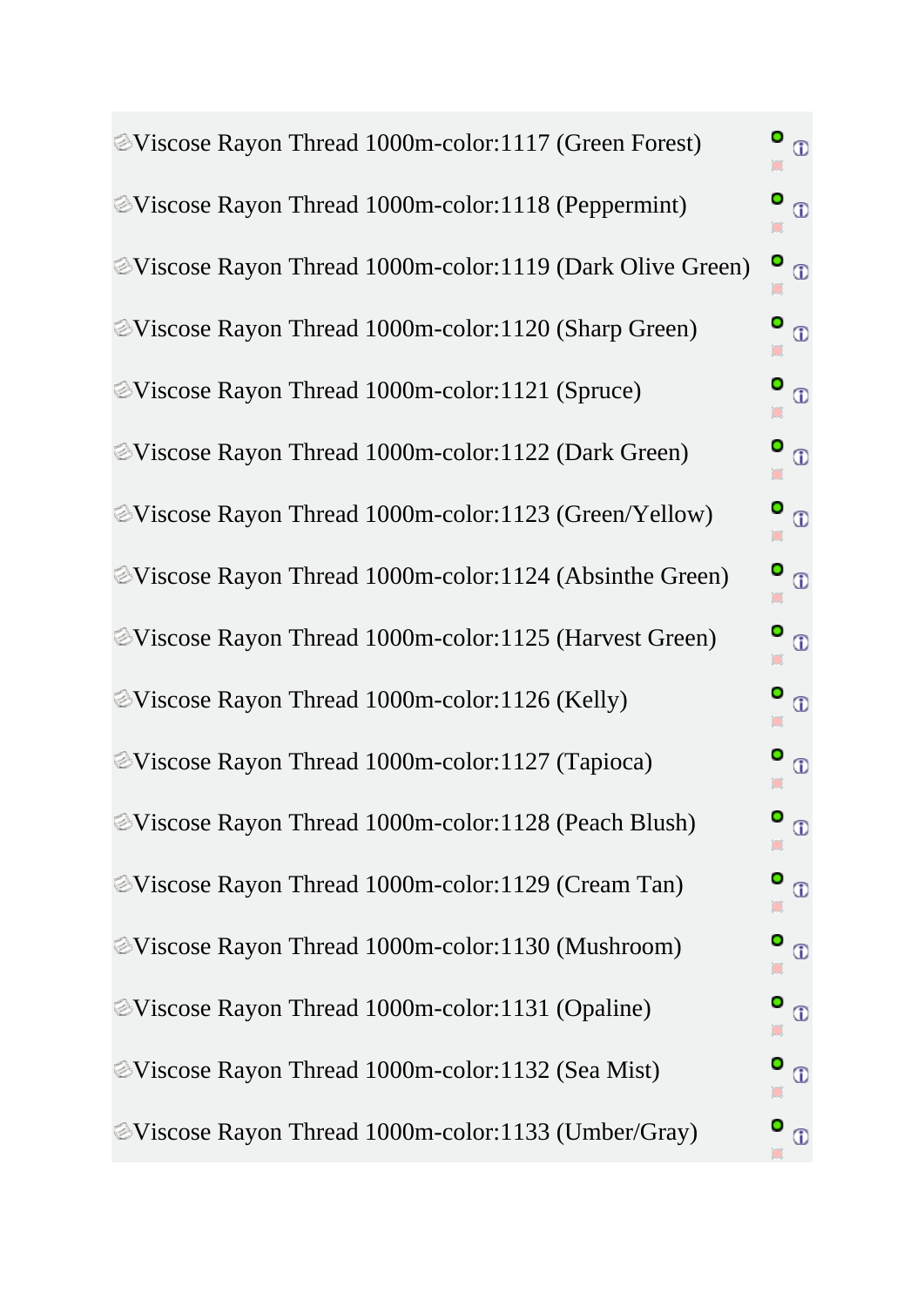Viscose Rayon Thread 1000m-color:1117 (Green Forest)

Viscose Rayon Thread 1000m-color:1118 (Peppermint)

Viscose Rayon Thread 1000m-color:1119 (Dark Olive Green)

Viscose Rayon Thread 1000m-color:1120 (Sharp Green)

Viscose Rayon Thread 1000m-color:1121 (Spruce)

Viscose Rayon Thread 1000m-color:1122 (Dark Green)

Viscose Rayon Thread 1000m-color:1123 (Green/Yellow)

Viscose Rayon Thread 1000m-color:1124 (Absinthe Green)

Viscose Rayon Thread 1000m-color:1125 (Harvest Green)

Viscose Rayon Thread 1000m-color:1126 (Kelly)

Viscose Rayon Thread 1000m-color:1127 (Tapioca)

Viscose Rayon Thread 1000m-color:1128 (Peach Blush)

Viscose Rayon Thread 1000m-color:1129 (Cream Tan)

Viscose Rayon Thread 1000m-color:1130 (Mushroom)

Viscose Rayon Thread 1000m-color:1131 (Opaline)

Viscose Rayon Thread 1000m-color:1132 (Sea Mist)

Viscose Rayon Thread 1000m-color:1133 (Umber/Gray)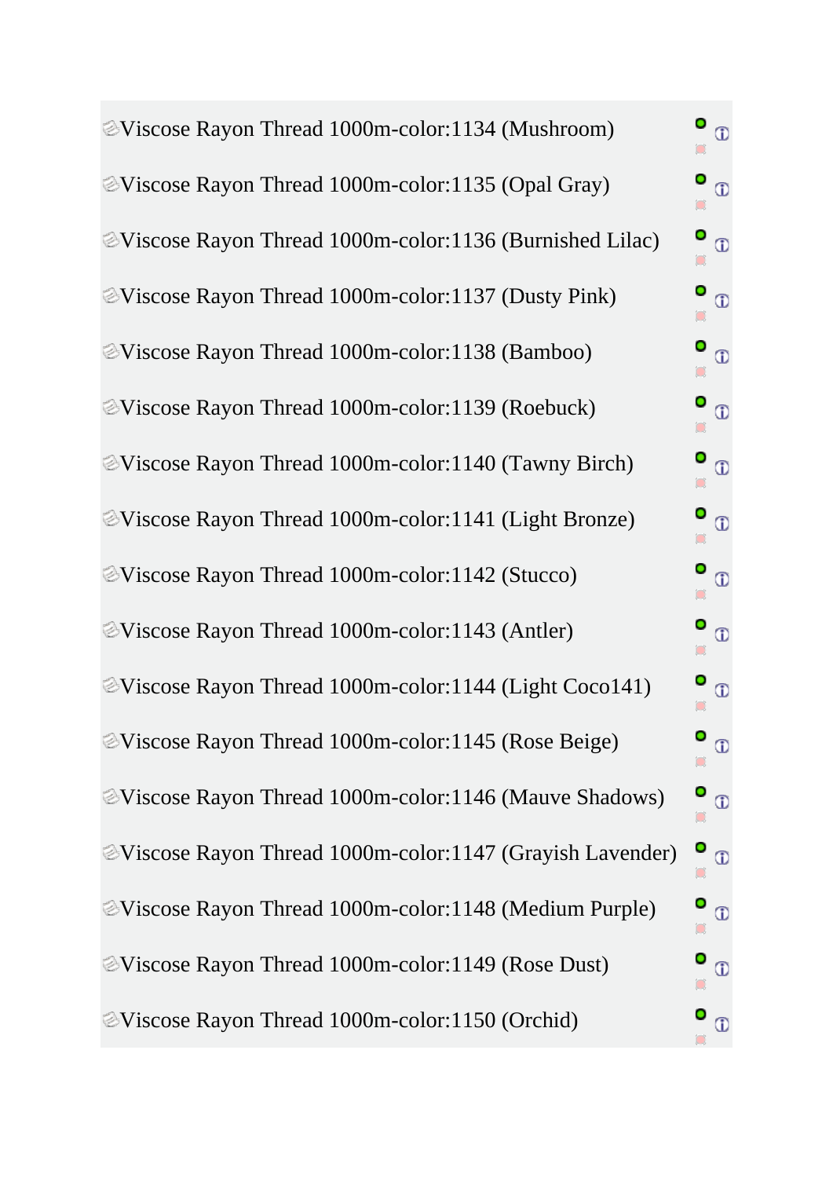Viscose Rayon Thread 1000m-color:1134 (Mushroom)

Viscose Rayon Thread 1000m-color:1135 (Opal Gray)

Viscose Rayon Thread 1000m-color:1136 (Burnished Lilac)

Viscose Rayon Thread 1000m-color:1137 (Dusty Pink)

Viscose Rayon Thread 1000m-color:1138 (Bamboo)

Viscose Rayon Thread 1000m-color:1139 (Roebuck)

Viscose Rayon Thread 1000m-color:1140 (Tawny Birch)

Viscose Rayon Thread 1000m-color:1141 (Light Bronze)

Viscose Rayon Thread 1000m-color:1142 (Stucco)

Viscose Rayon Thread 1000m-color:1143 (Antler)

Viscose Rayon Thread 1000m-color:1144 (Light Coco141)

Viscose Rayon Thread 1000m-color:1145 (Rose Beige)

Viscose Rayon Thread 1000m-color:1146 (Mauve Shadows)

Viscose Rayon Thread 1000m-color:1147 (Grayish Lavender)

Viscose Rayon Thread 1000m-color:1148 (Medium Purple)

Viscose Rayon Thread 1000m-color:1149 (Rose Dust)

Viscose Rayon Thread 1000m-color:1150 (Orchid)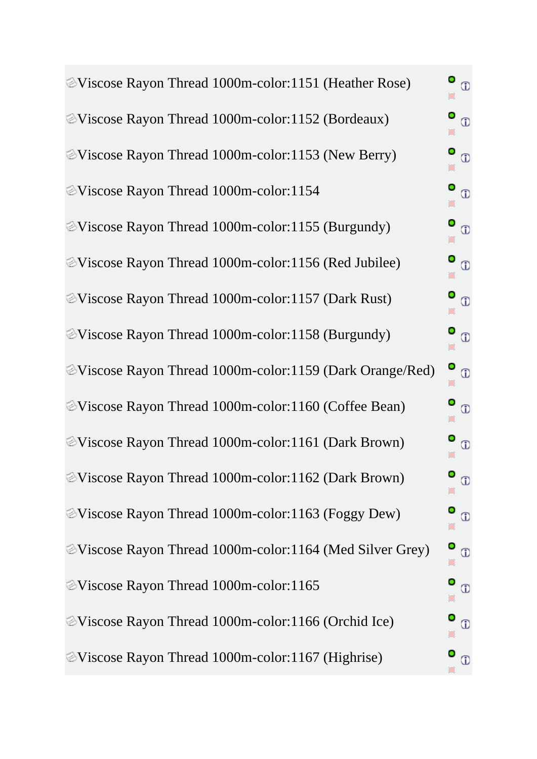Viscose Rayon Thread 1000m-color:1151 (Heather Rose)

Viscose Rayon Thread 1000m-color:1152 (Bordeaux)

Viscose Rayon Thread 1000m-color:1153 (New Berry)

Viscose Rayon Thread 1000m-color:1154

Viscose Rayon Thread 1000m-color:1155 (Burgundy)

Viscose Rayon Thread 1000m-color:1156 (Red Jubilee)

Viscose Rayon Thread 1000m-color:1157 (Dark Rust)

Viscose Rayon Thread 1000m-color:1158 (Burgundy)

Viscose Rayon Thread 1000m-color:1159 (Dark Orange/Red)

Viscose Rayon Thread 1000m-color:1160 (Coffee Bean)

Viscose Rayon Thread 1000m-color:1161 (Dark Brown)

Viscose Rayon Thread 1000m-color:1162 (Dark Brown)

Viscose Rayon Thread 1000m-color:1163 (Foggy Dew)

Viscose Rayon Thread 1000m-color:1164 (Med Silver Grey)

Viscose Rayon Thread 1000m-color:1165

Viscose Rayon Thread 1000m-color:1166 (Orchid Ice)

Viscose Rayon Thread 1000m-color:1167 (Highrise)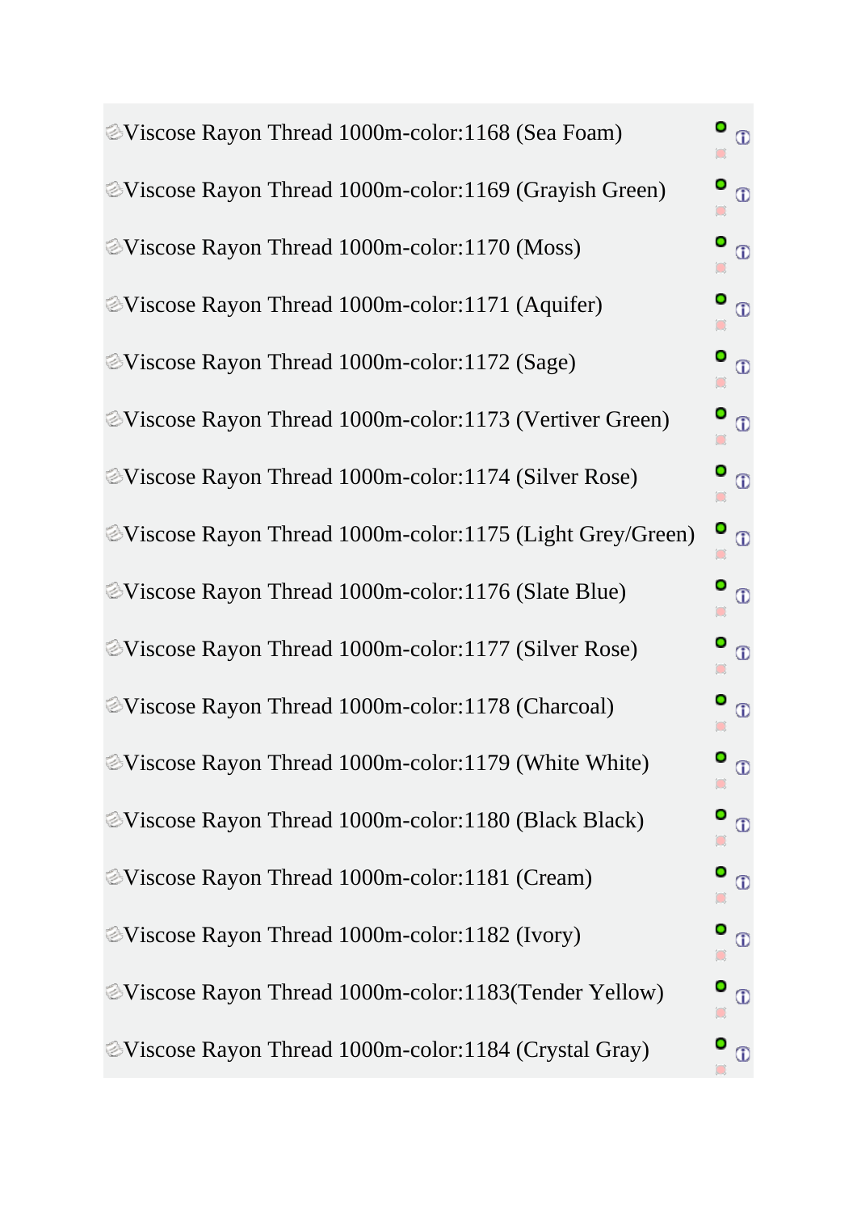Viscose Rayon Thread 1000m-color:1168 (Sea Foam)

Viscose Rayon Thread 1000m-color:1169 (Grayish Green)

Viscose Rayon Thread 1000m-color:1170 (Moss)

Viscose Rayon Thread 1000m-color:1171 (Aquifer)

Viscose Rayon Thread 1000m-color:1172 (Sage)

Viscose Rayon Thread 1000m-color:1173 (Vertiver Green)

Viscose Rayon Thread 1000m-color:1174 (Silver Rose)

Viscose Rayon Thread 1000m-color:1175 (Light Grey/Green)

Viscose Rayon Thread 1000m-color:1176 (Slate Blue)

Viscose Rayon Thread 1000m-color:1177 (Silver Rose)

Viscose Rayon Thread 1000m-color:1178 (Charcoal)

Viscose Rayon Thread 1000m-color:1179 (White White)

Viscose Rayon Thread 1000m-color:1180 (Black Black)

Viscose Rayon Thread 1000m-color:1181 (Cream)

Viscose Rayon Thread 1000m-color:1182 (Ivory)

Viscose Rayon Thread 1000m-color:1183(Tender Yellow)

Viscose Rayon Thread 1000m-color:1184 (Crystal Gray)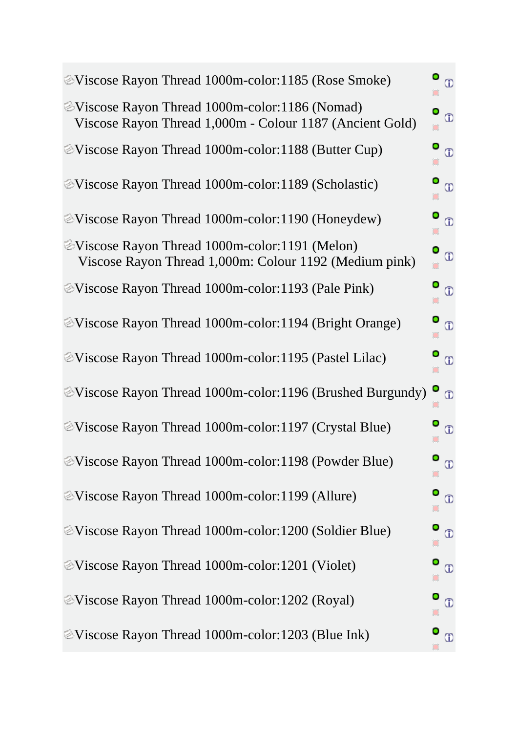Viscose Rayon Thread 1000m-color:1185 (Rose Smoke)

Viscose Rayon Thread 1000m-color:1186 (Nomad)
Viscose Rayon Thread 1,000m - Colour 1187 (Ancient Gold)

Viscose Rayon Thread 1000m-color:1188 (Butter Cup)

Viscose Rayon Thread 1000m-color:1189 (Scholastic)

Viscose Rayon Thread 1000m-color:1190 (Honeydew)

Viscose Rayon Thread 1000m-color:1191 (Melon)
Viscose Rayon Thread 1,000m: Colour 1192 (Medium pink)

Viscose Rayon Thread 1000m-color:1193 (Pale Pink)

Viscose Rayon Thread 1000m-color:1194 (Bright Orange)

Viscose Rayon Thread 1000m-color:1195 (Pastel Lilac)

Viscose Rayon Thread 1000m-color:1196 (Brushed Burgundy)

Viscose Rayon Thread 1000m-color:1197 (Crystal Blue)

Viscose Rayon Thread 1000m-color:1198 (Powder Blue)

Viscose Rayon Thread 1000m-color:1199 (Allure)

Viscose Rayon Thread 1000m-color:1200 (Soldier Blue)

Viscose Rayon Thread 1000m-color:1201 (Violet)

Viscose Rayon Thread 1000m-color:1202 (Royal)

Viscose Rayon Thread 1000m-color:1203 (Blue Ink)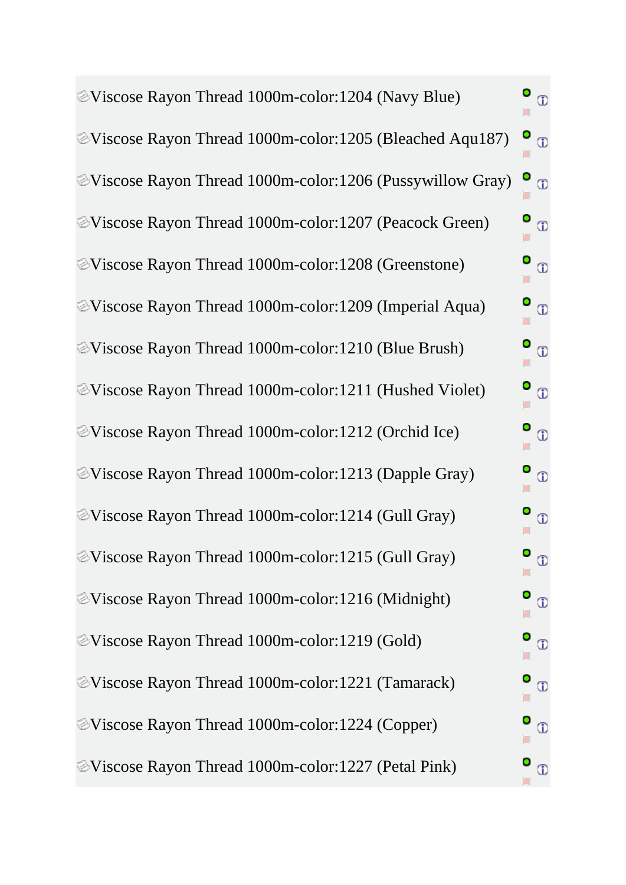Viscose Rayon Thread 1000m-color:1204 (Navy Blue)

Viscose Rayon Thread 1000m-color:1205 (Bleached Aqu187)

Viscose Rayon Thread 1000m-color:1206 (Pussywillow Gray)

Viscose Rayon Thread 1000m-color:1207 (Peacock Green)

Viscose Rayon Thread 1000m-color:1208 (Greenstone)

Viscose Rayon Thread 1000m-color:1209 (Imperial Aqua)

Viscose Rayon Thread 1000m-color:1210 (Blue Brush)

Viscose Rayon Thread 1000m-color:1211 (Hushed Violet)

Viscose Rayon Thread 1000m-color:1212 (Orchid Ice)

Viscose Rayon Thread 1000m-color:1213 (Dapple Gray)

Viscose Rayon Thread 1000m-color:1214 (Gull Gray)

Viscose Rayon Thread 1000m-color:1215 (Gull Gray)

Viscose Rayon Thread 1000m-color:1216 (Midnight)

Viscose Rayon Thread 1000m-color:1219 (Gold)

Viscose Rayon Thread 1000m-color:1221 (Tamarack)

Viscose Rayon Thread 1000m-color:1224 (Copper)

Viscose Rayon Thread 1000m-color:1227 (Petal Pink)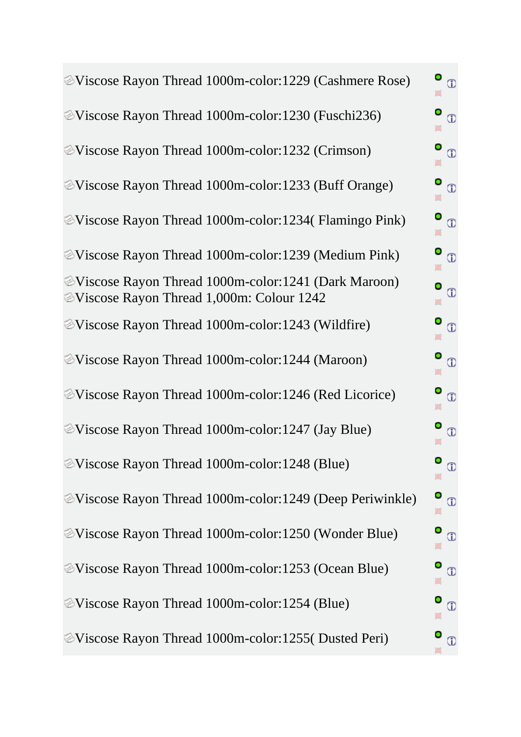Viscose Rayon Thread 1000m-color:1229 (Cashmere Rose)

Viscose Rayon Thread 1000m-color:1230 (Fuschi236)

Viscose Rayon Thread 1000m-color:1232 (Crimson)

Viscose Rayon Thread 1000m-color:1233 (Buff Orange)

Viscose Rayon Thread 1000m-color:1234( Flamingo Pink)

Viscose Rayon Thread 1000m-color:1239 (Medium Pink)

Viscose Rayon Thread 1000m-color:1241 (Dark Maroon)

Viscose Rayon Thread 1,000m: Colour 1242

Viscose Rayon Thread 1000m-color:1243 (Wildfire)

Viscose Rayon Thread 1000m-color:1244 (Maroon)

Viscose Rayon Thread 1000m-color:1246 (Red Licorice)

Viscose Rayon Thread 1000m-color:1247 (Jay Blue)

Viscose Rayon Thread 1000m-color:1248 (Blue)

Viscose Rayon Thread 1000m-color:1249 (Deep Periwinkle)

Viscose Rayon Thread 1000m-color:1250 (Wonder Blue)

Viscose Rayon Thread 1000m-color:1253 (Ocean Blue)

Viscose Rayon Thread 1000m-color:1254 (Blue)

Viscose Rayon Thread 1000m-color:1255( Dusted Peri)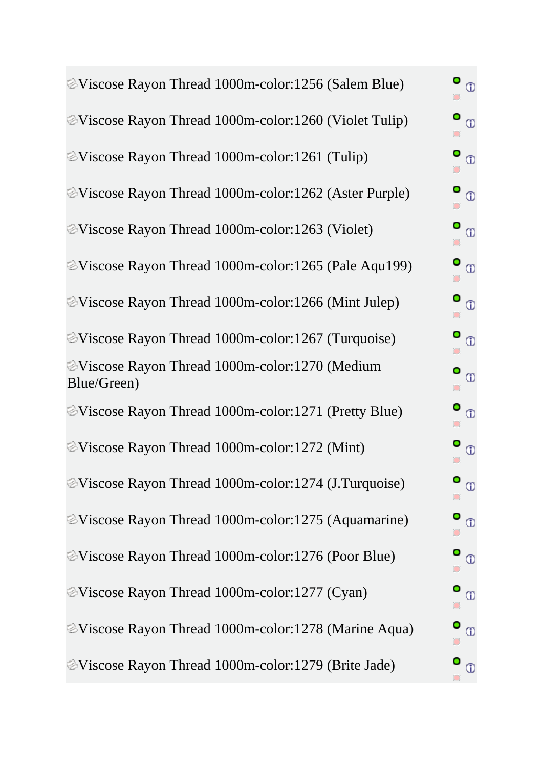Viscose Rayon Thread 1000m-color:1256 (Salem Blue)

Viscose Rayon Thread 1000m-color:1260 (Violet Tulip)

Viscose Rayon Thread 1000m-color:1261 (Tulip)

Viscose Rayon Thread 1000m-color:1262 (Aster Purple)

Viscose Rayon Thread 1000m-color:1263 (Violet)

Viscose Rayon Thread 1000m-color:1265 (Pale Aqu199)

Viscose Rayon Thread 1000m-color:1266 (Mint Julep)

Viscose Rayon Thread 1000m-color:1267 (Turquoise)

Viscose Rayon Thread 1000m-color:1270 (Medium Blue/Green)

Viscose Rayon Thread 1000m-color:1271 (Pretty Blue)

Viscose Rayon Thread 1000m-color:1272 (Mint)

Viscose Rayon Thread 1000m-color:1274 (J.Turquoise)

Viscose Rayon Thread 1000m-color:1275 (Aquamarine)

Viscose Rayon Thread 1000m-color:1276 (Poor Blue)

Viscose Rayon Thread 1000m-color:1277 (Cyan)

Viscose Rayon Thread 1000m-color:1278 (Marine Aqua)

Viscose Rayon Thread 1000m-color:1279 (Brite Jade)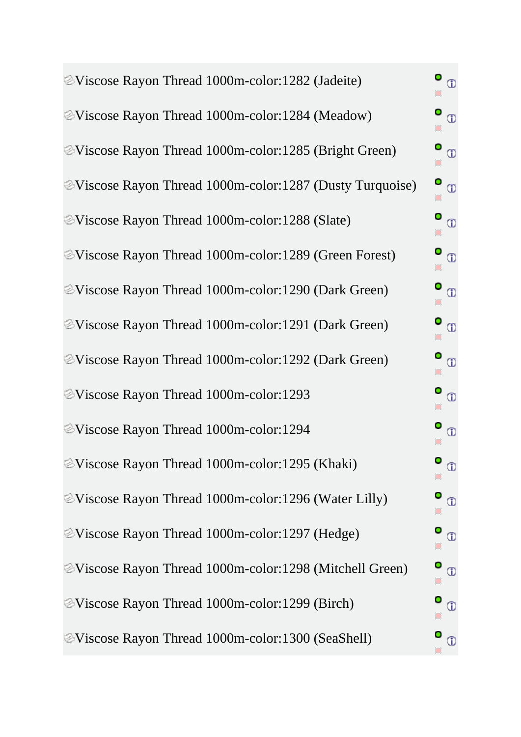Viscose Rayon Thread 1000m-color:1282 (Jadeite)

Viscose Rayon Thread 1000m-color:1284 (Meadow)

Viscose Rayon Thread 1000m-color:1285 (Bright Green)

Viscose Rayon Thread 1000m-color:1287 (Dusty Turquoise)

Viscose Rayon Thread 1000m-color:1288 (Slate)

Viscose Rayon Thread 1000m-color:1289 (Green Forest)

Viscose Rayon Thread 1000m-color:1290 (Dark Green)

Viscose Rayon Thread 1000m-color:1291 (Dark Green)

Viscose Rayon Thread 1000m-color:1292 (Dark Green)

Viscose Rayon Thread 1000m-color:1293

Viscose Rayon Thread 1000m-color:1294

Viscose Rayon Thread 1000m-color:1295 (Khaki)

Viscose Rayon Thread 1000m-color:1296 (Water Lilly)

Viscose Rayon Thread 1000m-color:1297 (Hedge)

Viscose Rayon Thread 1000m-color:1298 (Mitchell Green)

Viscose Rayon Thread 1000m-color:1299 (Birch)

Viscose Rayon Thread 1000m-color:1300 (SeaShell)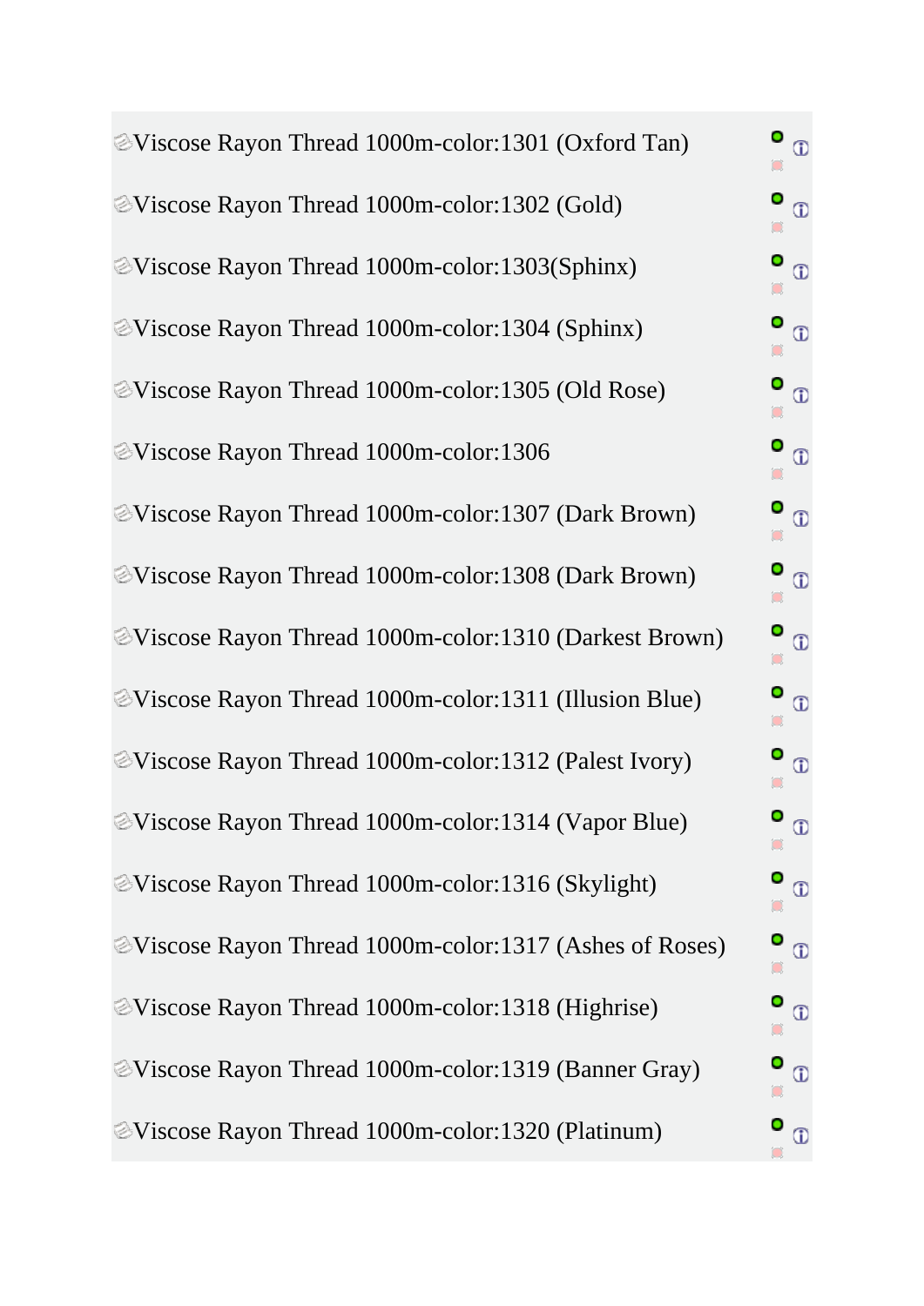Viscose Rayon Thread 1000m-color:1301 (Oxford Tan)

Viscose Rayon Thread 1000m-color:1302 (Gold)

Viscose Rayon Thread 1000m-color:1303(Sphinx)

Viscose Rayon Thread 1000m-color:1304 (Sphinx)

Viscose Rayon Thread 1000m-color:1305 (Old Rose)

Viscose Rayon Thread 1000m-color:1306

Viscose Rayon Thread 1000m-color:1307 (Dark Brown)

Viscose Rayon Thread 1000m-color:1308 (Dark Brown)

Viscose Rayon Thread 1000m-color:1310 (Darkest Brown)

Viscose Rayon Thread 1000m-color:1311 (Illusion Blue)

Viscose Rayon Thread 1000m-color:1312 (Palest Ivory)

Viscose Rayon Thread 1000m-color:1314 (Vapor Blue)

Viscose Rayon Thread 1000m-color:1316 (Skylight)

Viscose Rayon Thread 1000m-color:1317 (Ashes of Roses)

Viscose Rayon Thread 1000m-color:1318 (Highrise)

Viscose Rayon Thread 1000m-color:1319 (Banner Gray)

Viscose Rayon Thread 1000m-color:1320 (Platinum)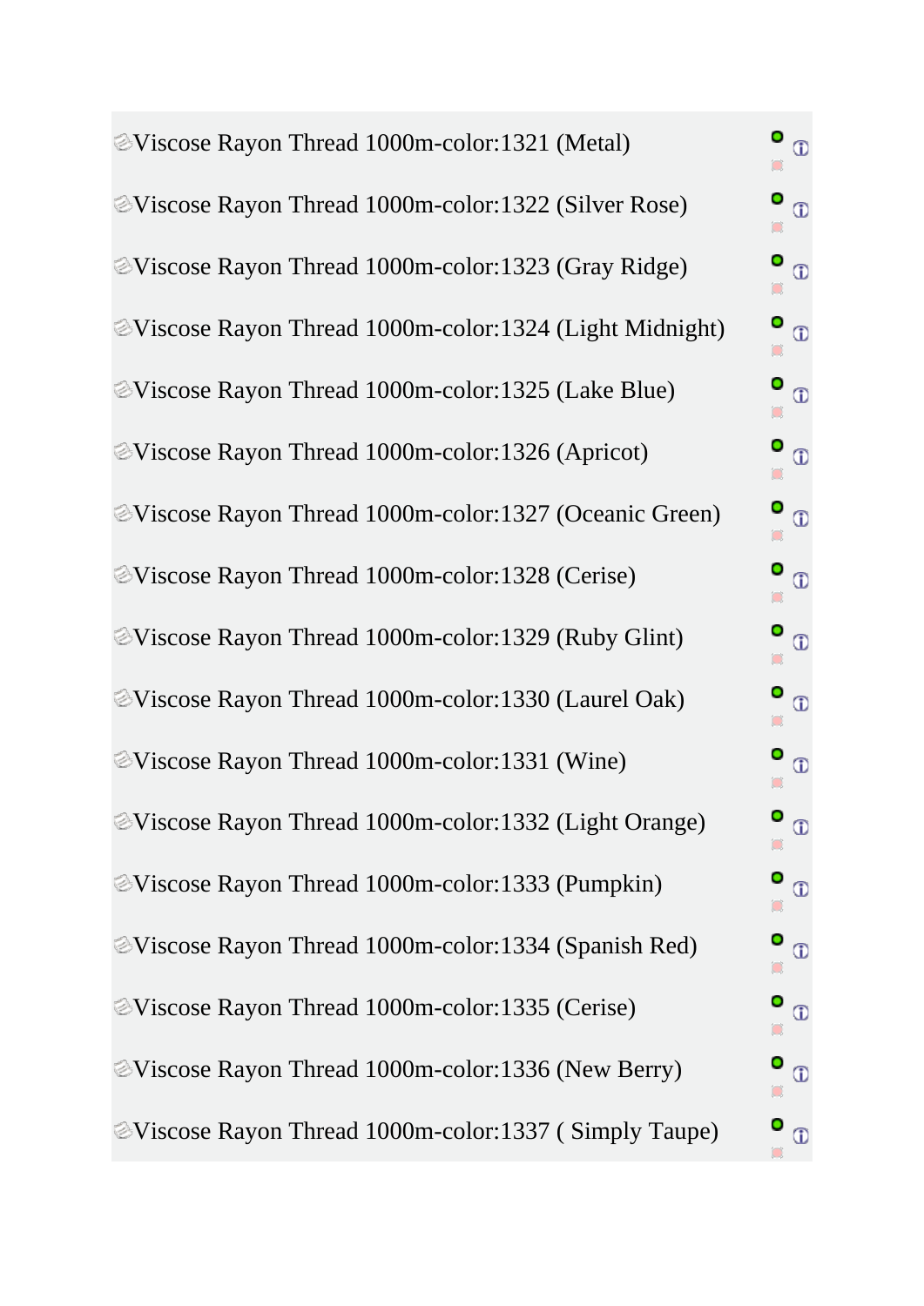Viscose Rayon Thread 1000m-color:1321 (Metal)

Viscose Rayon Thread 1000m-color:1322 (Silver Rose)

Viscose Rayon Thread 1000m-color:1323 (Gray Ridge)

Viscose Rayon Thread 1000m-color:1324 (Light Midnight)

Viscose Rayon Thread 1000m-color:1325 (Lake Blue)

Viscose Rayon Thread 1000m-color:1326 (Apricot)

Viscose Rayon Thread 1000m-color:1327 (Oceanic Green)

Viscose Rayon Thread 1000m-color:1328 (Cerise)

Viscose Rayon Thread 1000m-color:1329 (Ruby Glint)

Viscose Rayon Thread 1000m-color:1330 (Laurel Oak)

Viscose Rayon Thread 1000m-color:1331 (Wine)

Viscose Rayon Thread 1000m-color:1332 (Light Orange)

Viscose Rayon Thread 1000m-color:1333 (Pumpkin)

Viscose Rayon Thread 1000m-color:1334 (Spanish Red)

Viscose Rayon Thread 1000m-color:1335 (Cerise)

Viscose Rayon Thread 1000m-color:1336 (New Berry)

Viscose Rayon Thread 1000m-color:1337 ( Simply Taupe)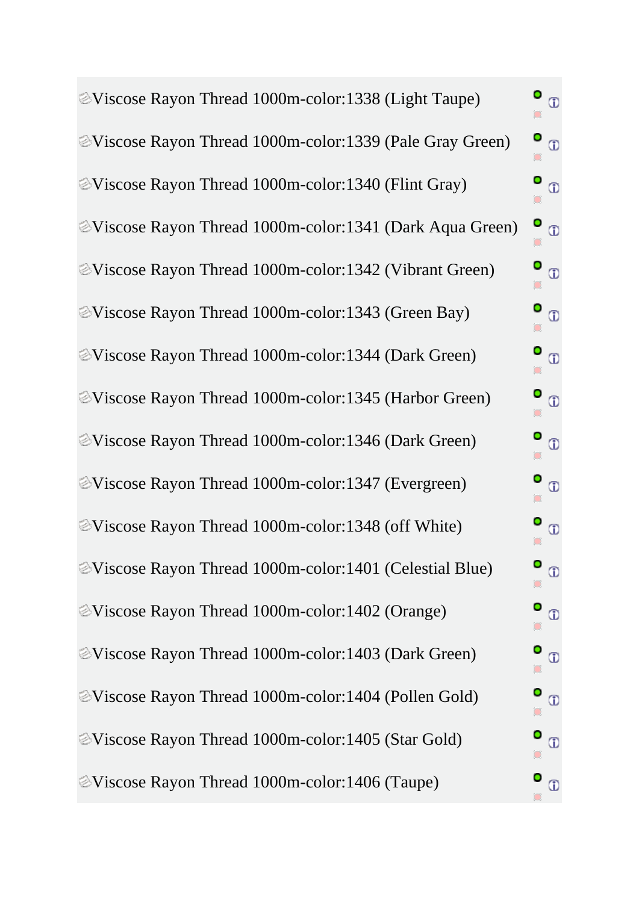Viscose Rayon Thread 1000m-color:1338 (Light Taupe)

Viscose Rayon Thread 1000m-color:1339 (Pale Gray Green)

Viscose Rayon Thread 1000m-color:1340 (Flint Gray)

Viscose Rayon Thread 1000m-color:1341 (Dark Aqua Green)

Viscose Rayon Thread 1000m-color:1342 (Vibrant Green)

Viscose Rayon Thread 1000m-color:1343 (Green Bay)

Viscose Rayon Thread 1000m-color:1344 (Dark Green)

Viscose Rayon Thread 1000m-color:1345 (Harbor Green)

Viscose Rayon Thread 1000m-color:1346 (Dark Green)

Viscose Rayon Thread 1000m-color:1347 (Evergreen)

Viscose Rayon Thread 1000m-color:1348 (off White)

Viscose Rayon Thread 1000m-color:1401 (Celestial Blue)

Viscose Rayon Thread 1000m-color:1402 (Orange)

Viscose Rayon Thread 1000m-color:1403 (Dark Green)

Viscose Rayon Thread 1000m-color:1404 (Pollen Gold)

Viscose Rayon Thread 1000m-color:1405 (Star Gold)

Viscose Rayon Thread 1000m-color:1406 (Taupe)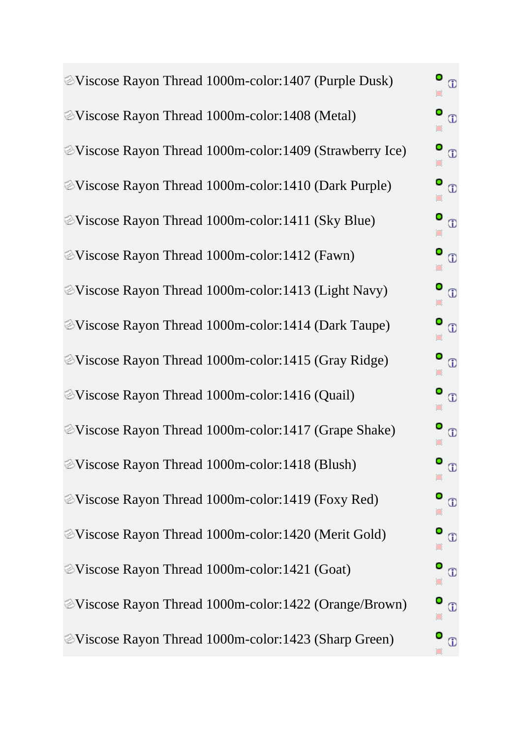Viscose Rayon Thread 1000m-color:1407 (Purple Dusk)

Viscose Rayon Thread 1000m-color:1408 (Metal)

Viscose Rayon Thread 1000m-color:1409 (Strawberry Ice)

Viscose Rayon Thread 1000m-color:1410 (Dark Purple)

Viscose Rayon Thread 1000m-color:1411 (Sky Blue)

Viscose Rayon Thread 1000m-color:1412 (Fawn)

Viscose Rayon Thread 1000m-color:1413 (Light Navy)

Viscose Rayon Thread 1000m-color:1414 (Dark Taupe)

Viscose Rayon Thread 1000m-color:1415 (Gray Ridge)

Viscose Rayon Thread 1000m-color:1416 (Quail)

Viscose Rayon Thread 1000m-color:1417 (Grape Shake)

Viscose Rayon Thread 1000m-color:1418 (Blush)

Viscose Rayon Thread 1000m-color:1419 (Foxy Red)

Viscose Rayon Thread 1000m-color:1420 (Merit Gold)

Viscose Rayon Thread 1000m-color:1421 (Goat)

Viscose Rayon Thread 1000m-color:1422 (Orange/Brown)

Viscose Rayon Thread 1000m-color:1423 (Sharp Green)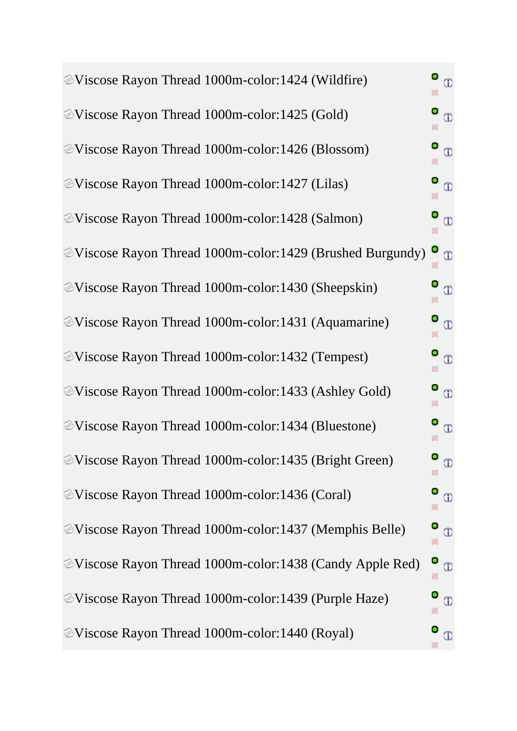Viscose Rayon Thread 1000m-color:1424 (Wildfire)

Viscose Rayon Thread 1000m-color:1425 (Gold)

Viscose Rayon Thread 1000m-color:1426 (Blossom)

Viscose Rayon Thread 1000m-color:1427 (Lilas)

Viscose Rayon Thread 1000m-color:1428 (Salmon)

Viscose Rayon Thread 1000m-color:1429 (Brushed Burgundy)

Viscose Rayon Thread 1000m-color:1430 (Sheepskin)

Viscose Rayon Thread 1000m-color:1431 (Aquamarine)

Viscose Rayon Thread 1000m-color:1432 (Tempest)

Viscose Rayon Thread 1000m-color:1433 (Ashley Gold)

Viscose Rayon Thread 1000m-color:1434 (Bluestone)

Viscose Rayon Thread 1000m-color:1435 (Bright Green)

Viscose Rayon Thread 1000m-color:1436 (Coral)

Viscose Rayon Thread 1000m-color:1437 (Memphis Belle)

Viscose Rayon Thread 1000m-color:1438 (Candy Apple Red)

Viscose Rayon Thread 1000m-color:1439 (Purple Haze)

Viscose Rayon Thread 1000m-color:1440 (Royal)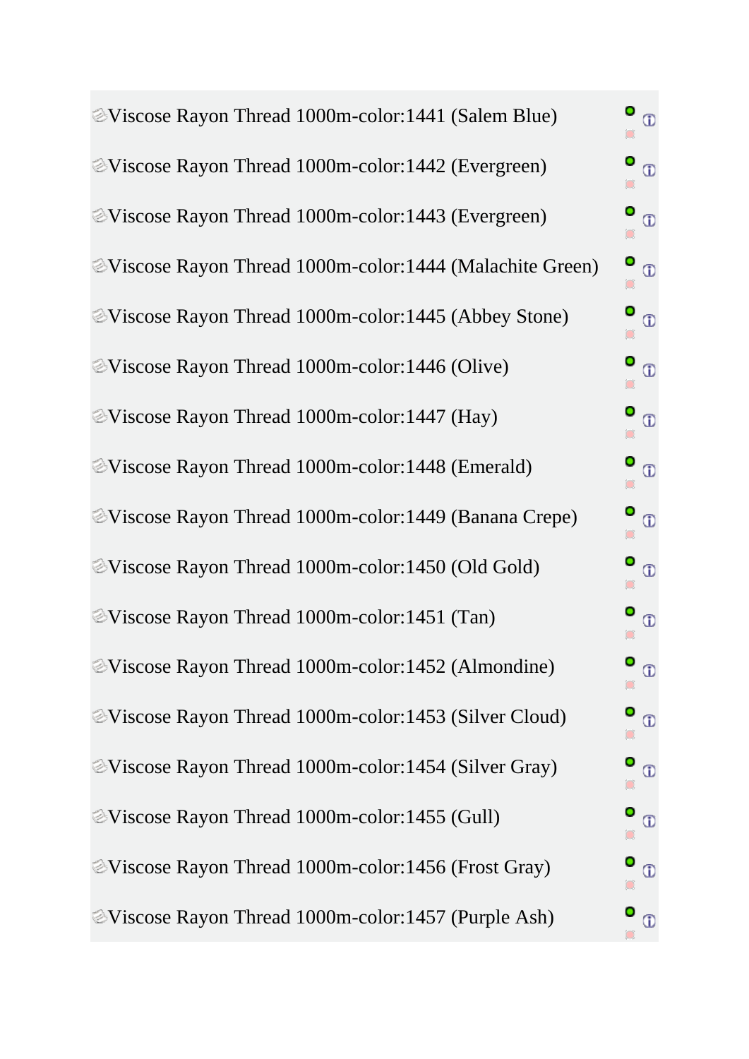Viscose Rayon Thread 1000m-color:1441 (Salem Blue)

Viscose Rayon Thread 1000m-color:1442 (Evergreen)

Viscose Rayon Thread 1000m-color:1443 (Evergreen)

Viscose Rayon Thread 1000m-color:1444 (Malachite Green)

Viscose Rayon Thread 1000m-color:1445 (Abbey Stone)

Viscose Rayon Thread 1000m-color:1446 (Olive)

Viscose Rayon Thread 1000m-color:1447 (Hay)

Viscose Rayon Thread 1000m-color:1448 (Emerald)

Viscose Rayon Thread 1000m-color:1449 (Banana Crepe)

Viscose Rayon Thread 1000m-color:1450 (Old Gold)

Viscose Rayon Thread 1000m-color:1451 (Tan)

Viscose Rayon Thread 1000m-color:1452 (Almondine)

Viscose Rayon Thread 1000m-color:1453 (Silver Cloud)

Viscose Rayon Thread 1000m-color:1454 (Silver Gray)

Viscose Rayon Thread 1000m-color:1455 (Gull)

Viscose Rayon Thread 1000m-color:1456 (Frost Gray)

Viscose Rayon Thread 1000m-color:1457 (Purple Ash)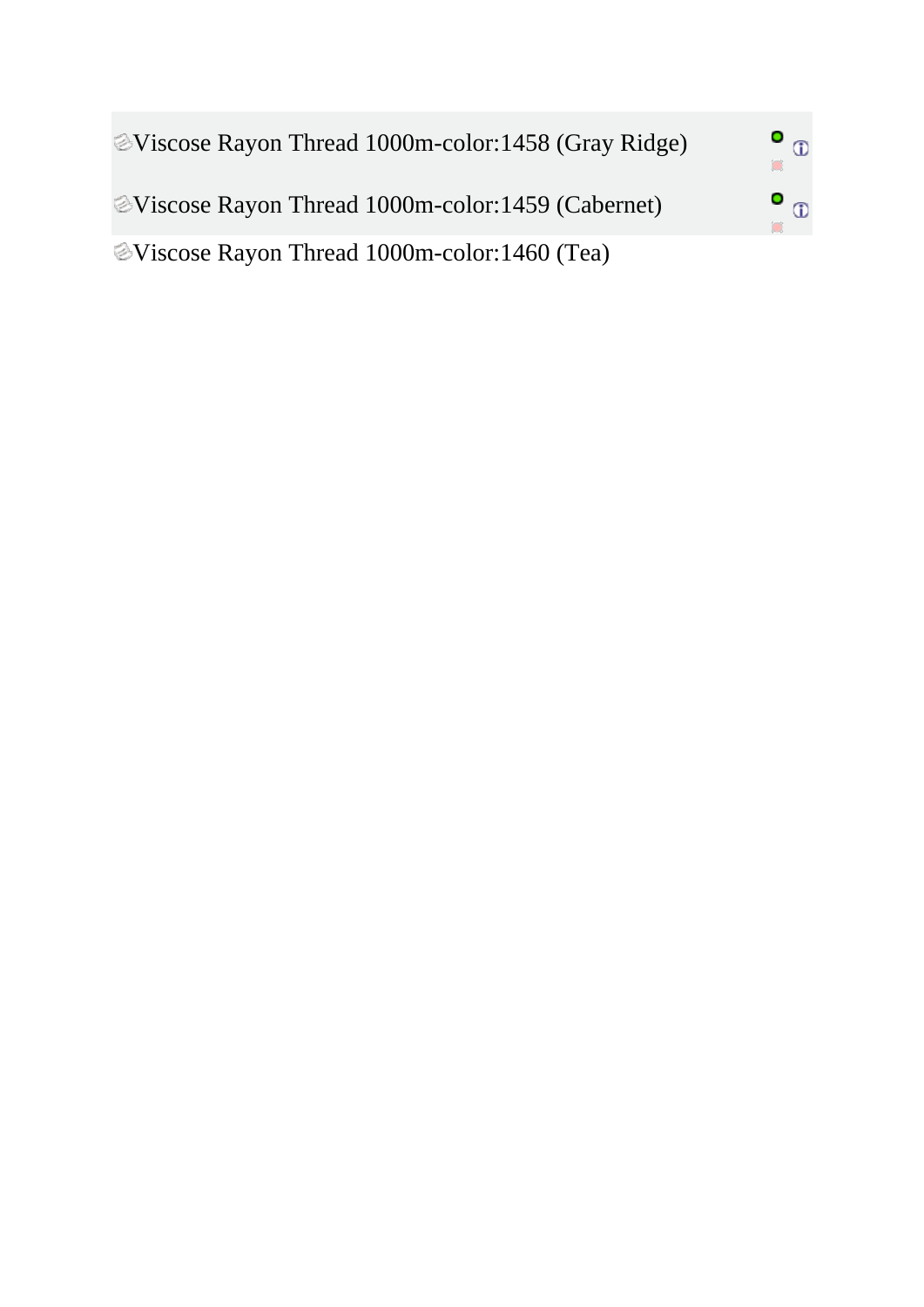Viscose Rayon Thread 1000m-color:1458 (Gray Ridge)

Viscose Rayon Thread 1000m-color:1459 (Cabernet)

Viscose Rayon Thread 1000m-color:1460 (Tea)